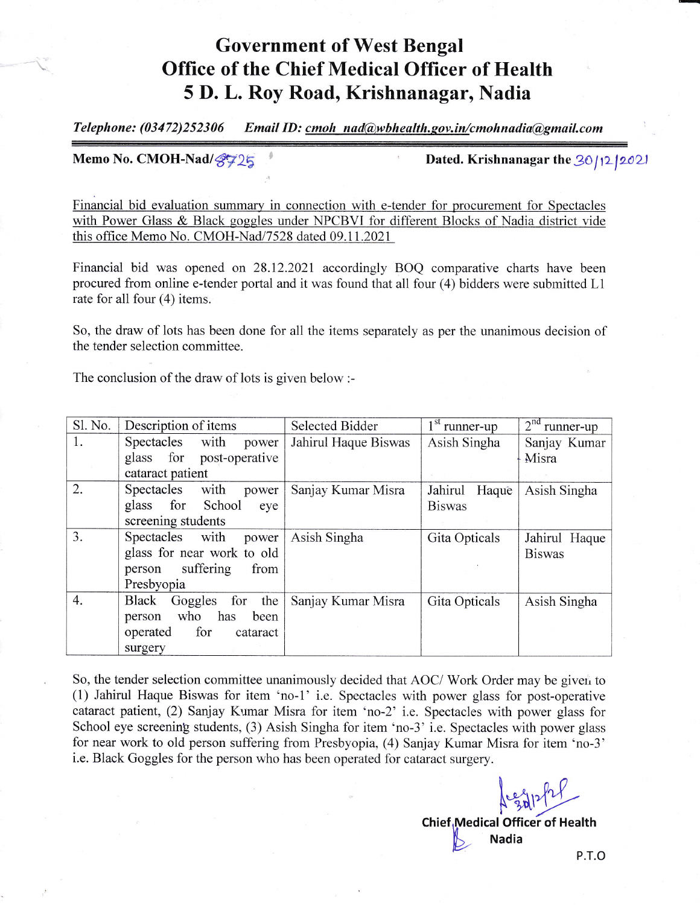# Government of West Bengal
# Office of the Chief Medical Officer of Health
# 5 D. L. Roy Road, Krishnanagar, Nadia

*Telephone: (03472)252306* *Email ID: cmoh_nad@wbhealth.gov.in/cmohnadia@gmail.com*

---

**Memo No. CMOH-Nad/8725** **Dated. Krishnanagar the 30/12/2021**

Financial bid evaluation summary in connection with e-tender for procurement for Spectacles with Power Glass & Black goggles under NPCBVI for different Blocks of Nadia district vide this office Memo No. CMOH-Nad/7528 dated 09.11.2021

Financial bid was opened on 28.12.2021 accordingly BOQ comparative charts have been procured from online e-tender portal and it was found that all four (4) bidders were submitted L1 rate for all four (4) items.

So, the draw of lots has been done for all the items separately as per the unanimous decision of the tender selection committee.

The conclusion of the draw of lots is given below :-

| Sl. No. | Description of items | Selected Bidder | 1st runner-up | 2nd runner-up |
|---|---|---|---|---|
| 1. | Spectacles with power glass for post-operative cataract patient | Jahirul Haque Biswas | Asish Singha | Sanjay Kumar Misra |
| 2. | Spectacles with power glass for School eye screening students | Sanjay Kumar Misra | Jahirul Haque Biswas | Asish Singha |
| 3. | Spectacles with power glass for near work to old person suffering from Presbyopia | Asish Singha | Gita Opticals | Jahirul Haque Biswas |
| 4. | Black Goggles for the person who has been operated for cataract surgery | Sanjay Kumar Misra | Gita Opticals | Asish Singha |

So, the tender selection committee unanimously decided that AOC/ Work Order may be given to (1) Jahirul Haque Biswas for item 'no-1' i.e. Spectacles with power glass for post-operative cataract patient, (2) Sanjay Kumar Misra for item 'no-2' i.e. Spectacles with power glass for School eye screening students, (3) Asish Singha for item 'no-3' i.e. Spectacles with power glass for near work to old person suffering from Presbyopia, (4) Sanjay Kumar Misra for item 'no-3' i.e. Black Goggles for the person who has been operated for cataract surgery.

30/12/21

**Chief Medical Officer of Health**
**Nadia**

P.T.O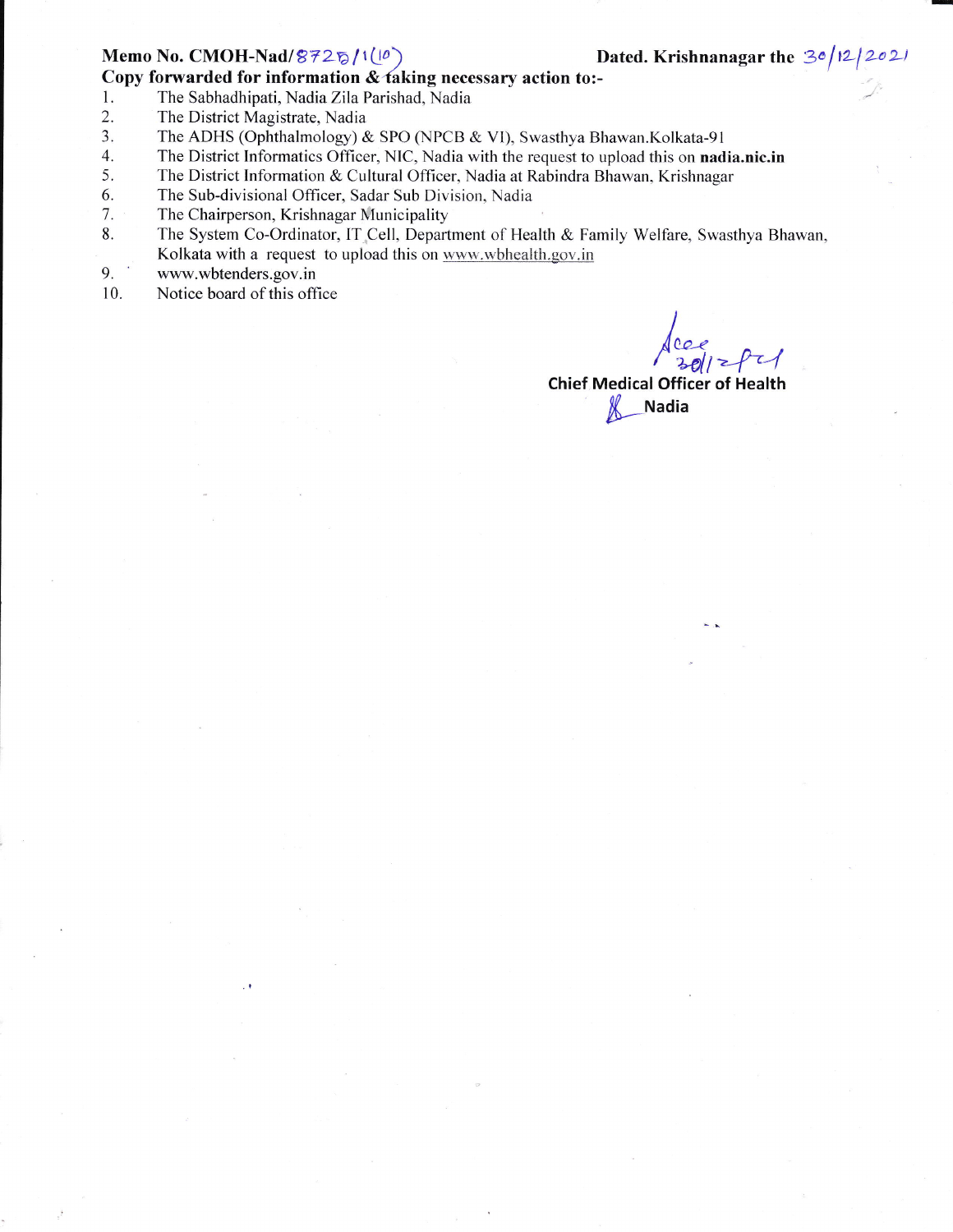**Memo No. CMOH-Nad/8720/1(10)** **Dated. Krishnanagar the 30/12/2021**

**Copy forwarded for information & taking necessary action to:-**

1. The Sabhadhipati, Nadia Zila Parishad, Nadia
2. The District Magistrate, Nadia
3. The ADHS (Ophthalmology) & SPO (NPCB & VI), Swasthya Bhawan.Kolkata-91
4. The District Informatics Officer, NIC, Nadia with the request to upload this on **nadia.nic.in**
5. The District Information & Cultural Officer, Nadia at Rabindra Bhawan, Krishnagar
6. The Sub-divisional Officer, Sadar Sub Division, Nadia
7. The Chairperson, Krishnagar Municipality
8. The System Co-Ordinator, IT Cell, Department of Health & Family Welfare, Swasthya Bhawan, Kolkata with a request to upload this on www.wbhealth.gov.in
9. www.wbtenders.gov.in
10. Notice board of this office

Sd/- 30/12/21

**Chief Medical Officer of Health**
**Nadia**